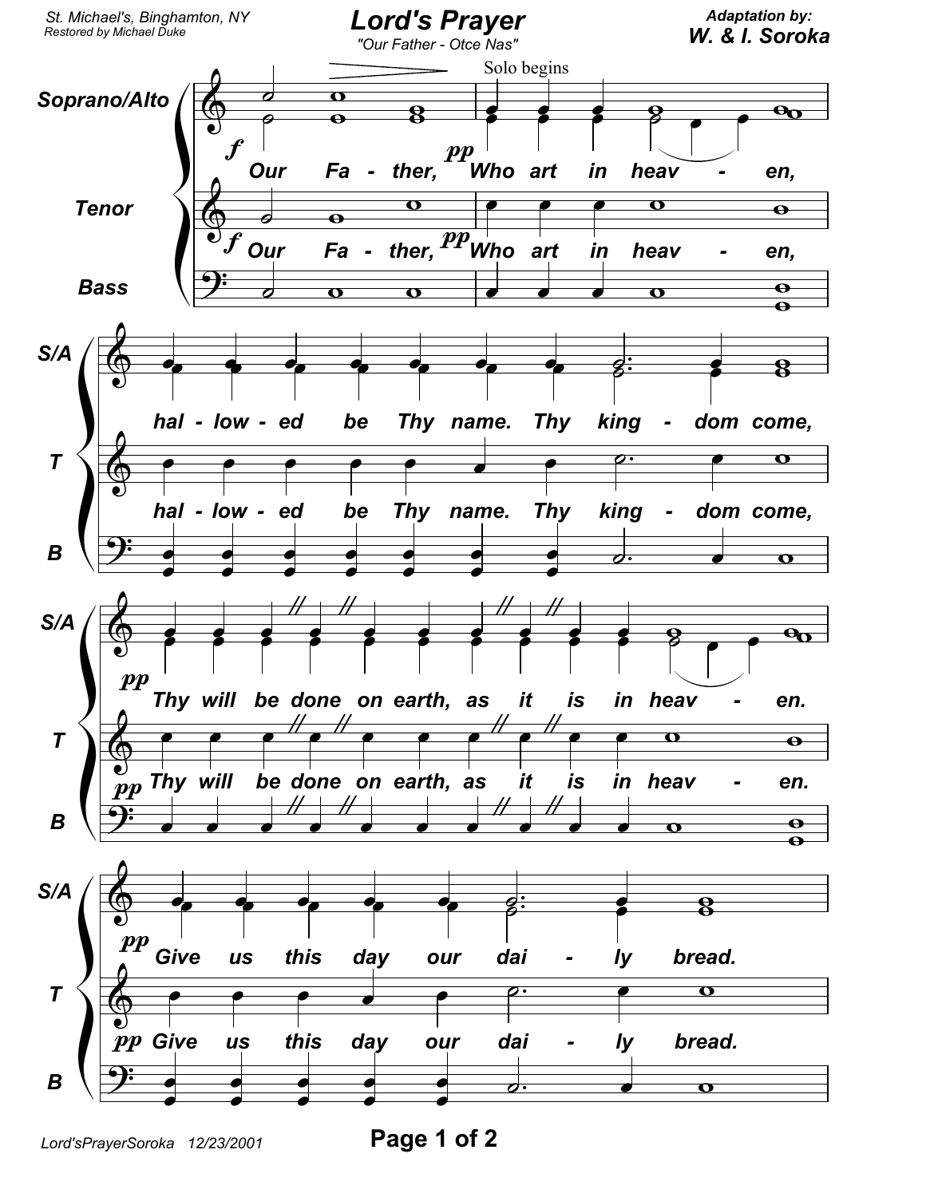St. Michael's, Binghamton, NY
Restored by Michael Duke

# Lord's Prayer

"Our Father - Otce Nas"

Adaptation by:
**W. & I. Soroka**

Solo begins

Soprano/Alto, Tenor, Bass

*f* Our Fa - ther, *pp* Who art in heav - en,

hal - low - ed be Thy name. Thy king - dom come,

*pp* Thy will be done on earth, as it is in heav - en.

*pp* Give us this day our dai - ly bread.

Lord'sPrayerSoroka 12/23/2001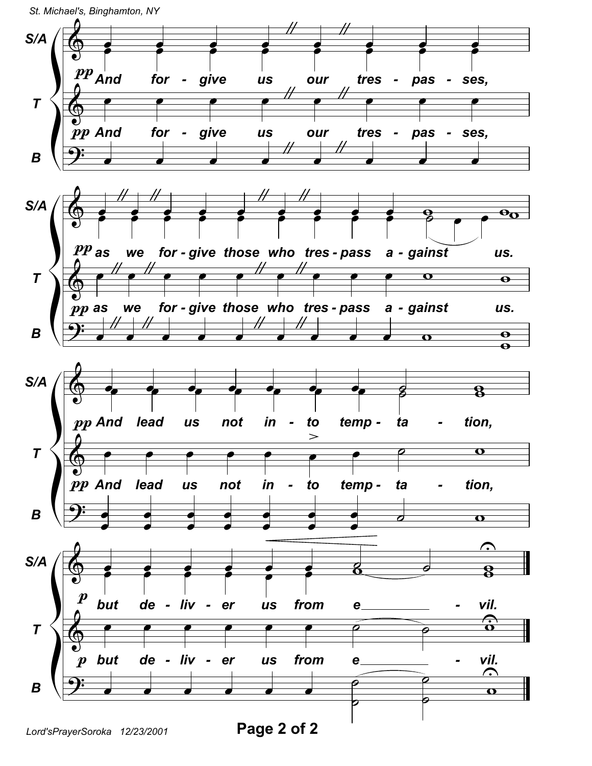S/A

*pp* And for - give us our tres - pas - ses,

T

*pp* And for - give us our tres - pas - ses,

B

S/A

*pp* as we for - give those who tres - pass a - gainst us.

T

*pp* as we for - give those who tres - pass a - gainst us.

B

S/A

*pp* And lead us not in - to temp - ta - tion,

T

*pp* And lead us not in - to temp - ta - tion,

B

S/A

*p* but de - liv - er us from e_________ - vil.

T

*p* but de - liv - er us from e_________ - vil.

B